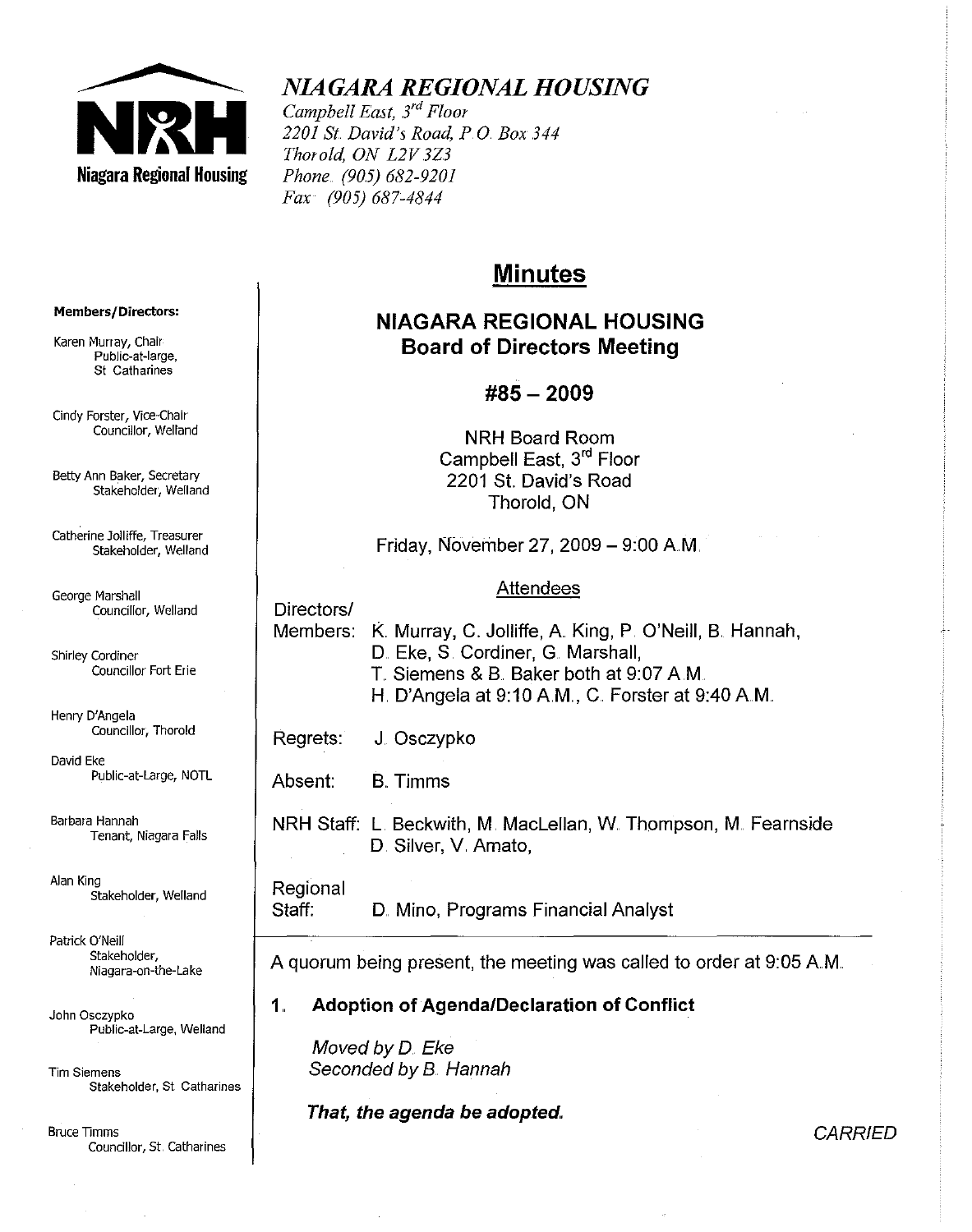# NIAGARA REGIONAL HOUSING

*Campbell East, 3rd Floor*
*2201 St. David's Road, P.O. Box 344*
*Thorold, ON L2V 3Z3*
*Phone (905) 682-9201*
*Fax (905) 687-4844*

**Members/Directors:**

Karen Murray, Chair
Public-at-large, St Catharines

Cindy Forster, Vice-Chair
Councillor, Welland

Betty Ann Baker, Secretary
Stakeholder, Welland

Catherine Jolliffe, Treasurer
Stakeholder, Welland

George Marshall
Councillor, Welland

Shirley Cordiner
Councillor Fort Erie

Henry D'Angela
Councillor, Thorold

David Eke
Public-at-Large, NOTL

Barbara Hannah
Tenant, Niagara Falls

Alan King
Stakeholder, Welland

Patrick O'Neill
Stakeholder, Niagara-on-the-Lake

John Osczypko
Public-at-Large, Welland

Tim Siemens
Stakeholder, St Catharines

Bruce Timms
Councillor, St. Catharines

## Minutes

## NIAGARA REGIONAL HOUSING
## Board of Directors Meeting

## #85 – 2009

NRH Board Room
Campbell East, 3rd Floor
2201 St. David's Road
Thorold, ON

Friday, November 27, 2009 – 9:00 A.M.

### Attendees

**Directors/Members:** K. Murray, C. Jolliffe, A. King, P. O'Neill, B. Hannah, D. Eke, S. Cordiner, G. Marshall, T. Siemens & B. Baker both at 9:07 A.M. H. D'Angela at 9:10 A.M., C. Forster at 9:40 A.M.

**Regrets:** J. Osczypko

**Absent:** B. Timms

**NRH Staff:** L. Beckwith, M. MacLellan, W. Thompson, M. Fearnside D. Silver, V. Amato,

**Regional Staff:** D. Mino, Programs Financial Analyst

A quorum being present, the meeting was called to order at 9:05 A.M.

### 1. Adoption of Agenda/Declaration of Conflict

*Moved by D. Eke*
*Seconded by B. Hannah*

***That, the agenda be adopted.***

*CARRIED*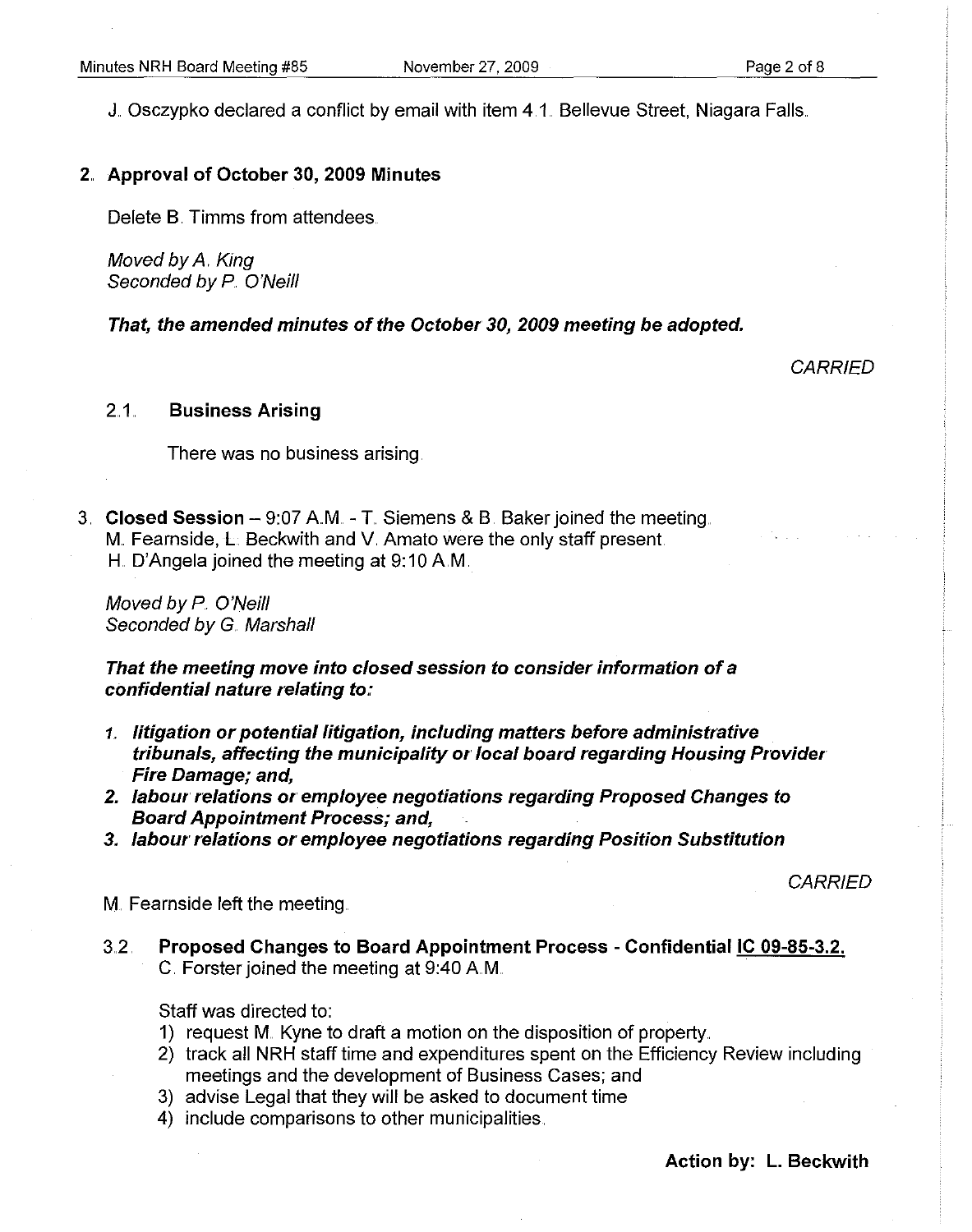J. Osczypko declared a conflict by email with item 4.1. Bellevue Street, Niagara Falls.

## 2. Approval of October 30, 2009 Minutes

Delete B. Timms from attendees.

*Moved by A. King*
*Seconded by P. O'Neill*

***That, the amended minutes of the October 30, 2009 meeting be adopted.***

*CARRIED*

### 2.1. Business Arising

There was no business arising.

## 3. Closed Session – 9:07 A.M. - T. Siemens & B. Baker joined the meeting.

M. Fearnside, L. Beckwith and V. Amato were the only staff present.
H. D'Angela joined the meeting at 9:10 A.M.

*Moved by P. O'Neill*
*Seconded by G. Marshall*

***That the meeting move into closed session to consider information of a confidential nature relating to:***

1. ***litigation or potential litigation, including matters before administrative tribunals, affecting the municipality or local board regarding Housing Provider Fire Damage; and,***
2. ***labour relations or employee negotiations regarding Proposed Changes to Board Appointment Process; and,***
3. ***labour relations or employee negotiations regarding Position Substitution***

*CARRIED*

M. Fearnside left the meeting.

### 3.2. Proposed Changes to Board Appointment Process - Confidential IC 09-85-3.2.

C. Forster joined the meeting at 9:40 A.M.

Staff was directed to:

1) request M. Kyne to draft a motion on the disposition of property.
2) track all NRH staff time and expenditures spent on the Efficiency Review including meetings and the development of Business Cases; and
3) advise Legal that they will be asked to document time
4) include comparisons to other municipalities.

**Action by: L. Beckwith**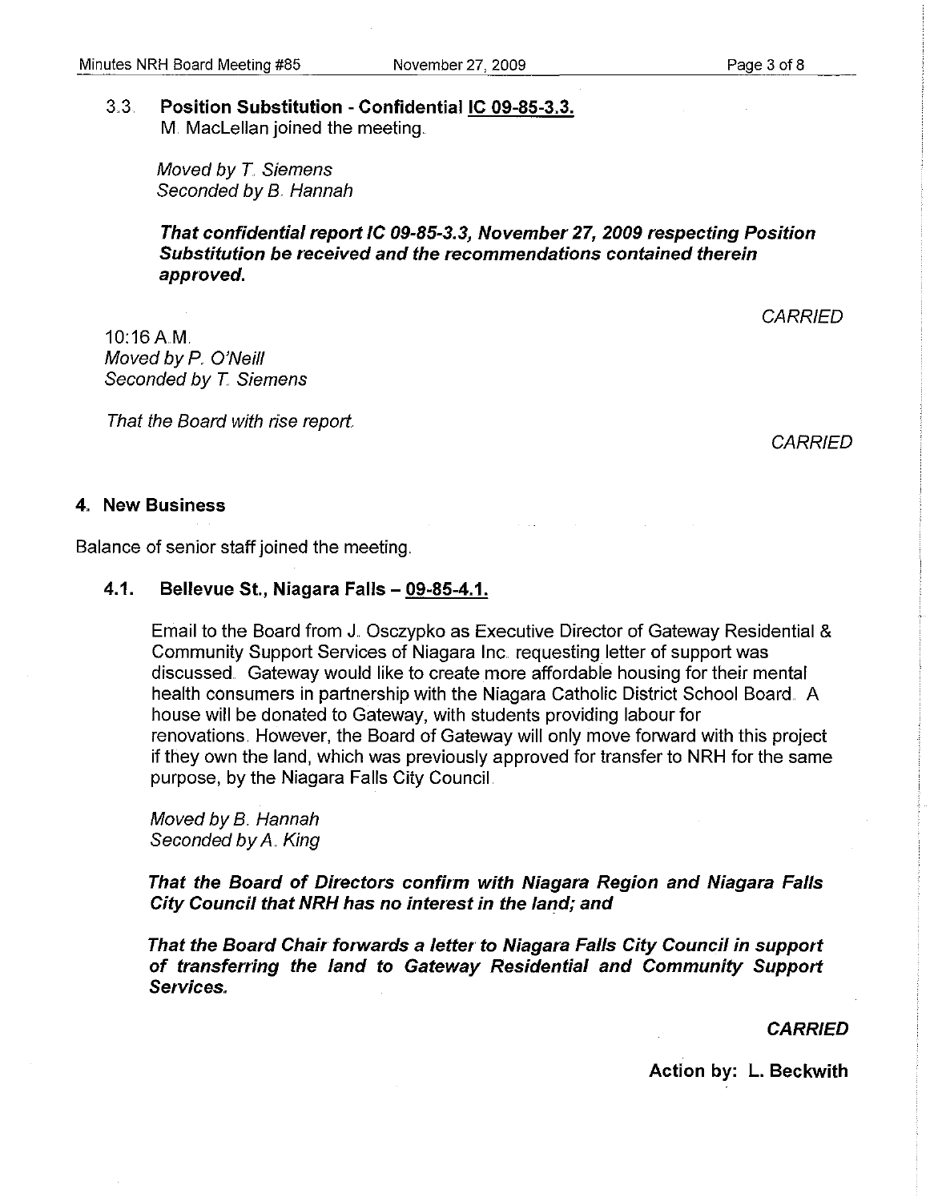3.3. **Position Substitution - Confidential IC 09-85-3.3.**
M. MacLellan joined the meeting.

*Moved by T. Siemens*
*Seconded by B. Hannah*

***That confidential report IC 09-85-3.3, November 27, 2009 respecting Position Substitution be received and the recommendations contained therein approved.***

*CARRIED*

10:16 A.M.
*Moved by P. O'Neill*
*Seconded by T. Siemens*

*That the Board with rise report.*

*CARRIED*

## 4. New Business

Balance of senior staff joined the meeting.

### 4.1. Bellevue St., Niagara Falls – 09-85-4.1.

Email to the Board from J. Osczypko as Executive Director of Gateway Residential & Community Support Services of Niagara Inc. requesting letter of support was discussed. Gateway would like to create more affordable housing for their mental health consumers in partnership with the Niagara Catholic District School Board. A house will be donated to Gateway, with students providing labour for renovations. However, the Board of Gateway will only move forward with this project if they own the land, which was previously approved for transfer to NRH for the same purpose, by the Niagara Falls City Council.

*Moved by B. Hannah*
*Seconded by A. King*

***That the Board of Directors confirm with Niagara Region and Niagara Falls City Council that NRH has no interest in the land; and***

***That the Board Chair forwards a letter to Niagara Falls City Council in support of transferring the land to Gateway Residential and Community Support Services.***

***CARRIED***

**Action by: L. Beckwith**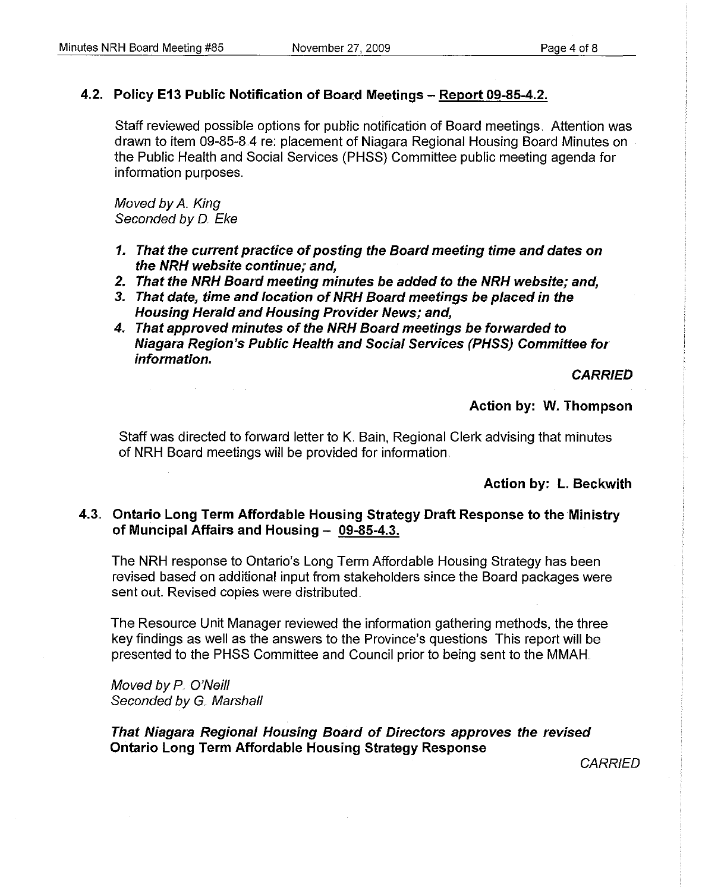### 4.2. Policy E13 Public Notification of Board Meetings – Report 09-85-4.2.

Staff reviewed possible options for public notification of Board meetings. Attention was drawn to item 09-85-8.4 re: placement of Niagara Regional Housing Board Minutes on the Public Health and Social Services (PHSS) Committee public meeting agenda for information purposes.

*Moved by A. King*
*Seconded by D. Eke*

1. ***That the current practice of posting the Board meeting time and dates on the NRH website continue; and,***
2. ***That the NRH Board meeting minutes be added to the NRH website; and,***
3. ***That date, time and location of NRH Board meetings be placed in the Housing Herald and Housing Provider News; and,***
4. ***That approved minutes of the NRH Board meetings be forwarded to Niagara Region's Public Health and Social Services (PHSS) Committee for information.***

***CARRIED***

**Action by: W. Thompson**

Staff was directed to forward letter to K. Bain, Regional Clerk advising that minutes of NRH Board meetings will be provided for information.

**Action by: L. Beckwith**

### 4.3. Ontario Long Term Affordable Housing Strategy Draft Response to the Ministry of Muncipal Affairs and Housing – 09-85-4.3.

The NRH response to Ontario's Long Term Affordable Housing Strategy has been revised based on additional input from stakeholders since the Board packages were sent out. Revised copies were distributed.

The Resource Unit Manager reviewed the information gathering methods, the three key findings as well as the answers to the Province's questions This report will be presented to the PHSS Committee and Council prior to being sent to the MMAH.

*Moved by P. O'Neill*
*Seconded by G. Marshall*

***That Niagara Regional Housing Board of Directors approves the revised* Ontario Long Term Affordable Housing Strategy Response**

*CARRIED*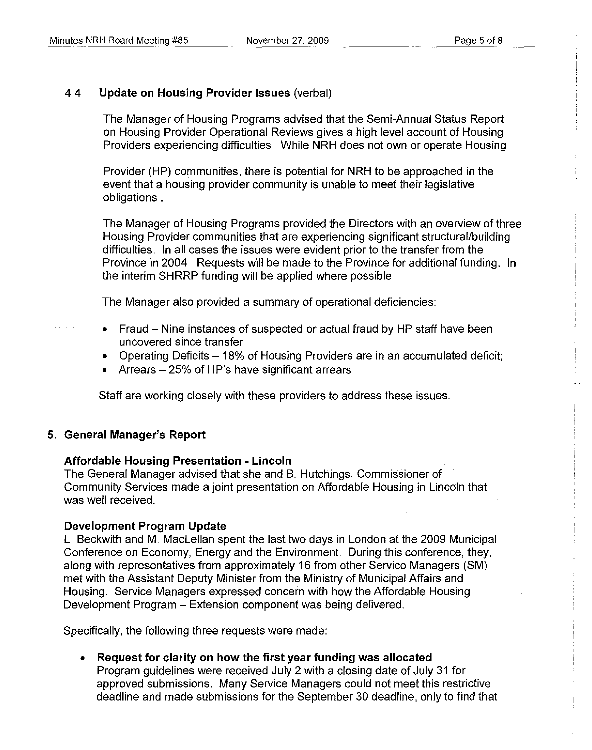### 4.4. Update on Housing Provider Issues (verbal)

The Manager of Housing Programs advised that the Semi-Annual Status Report on Housing Provider Operational Reviews gives a high level account of Housing Providers experiencing difficulties. While NRH does not own or operate Housing Provider (HP) communities, there is potential for NRH to be approached in the event that a housing provider community is unable to meet their legislative obligations.

The Manager of Housing Programs provided the Directors with an overview of three Housing Provider communities that are experiencing significant structural/building difficulties. In all cases the issues were evident prior to the transfer from the Province in 2004. Requests will be made to the Province for additional funding. In the interim SHRRP funding will be applied where possible.

The Manager also provided a summary of operational deficiencies:

- Fraud – Nine instances of suspected or actual fraud by HP staff have been uncovered since transfer.
- Operating Deficits – 18% of Housing Providers are in an accumulated deficit;
- Arrears – 25% of HP's have significant arrears

Staff are working closely with these providers to address these issues.

## 5. General Manager's Report

**Affordable Housing Presentation - Lincoln**

The General Manager advised that she and B. Hutchings, Commissioner of Community Services made a joint presentation on Affordable Housing in Lincoln that was well received.

**Development Program Update**

L. Beckwith and M. MacLellan spent the last two days in London at the 2009 Municipal Conference on Economy, Energy and the Environment. During this conference, they, along with representatives from approximately 16 from other Service Managers (SM) met with the Assistant Deputy Minister from the Ministry of Municipal Affairs and Housing. Service Managers expressed concern with how the Affordable Housing Development Program – Extension component was being delivered.

Specifically, the following three requests were made:

- **Request for clarity on how the first year funding was allocated**
  Program guidelines were received July 2 with a closing date of July 31 for approved submissions. Many Service Managers could not meet this restrictive deadline and made submissions for the September 30 deadline, only to find that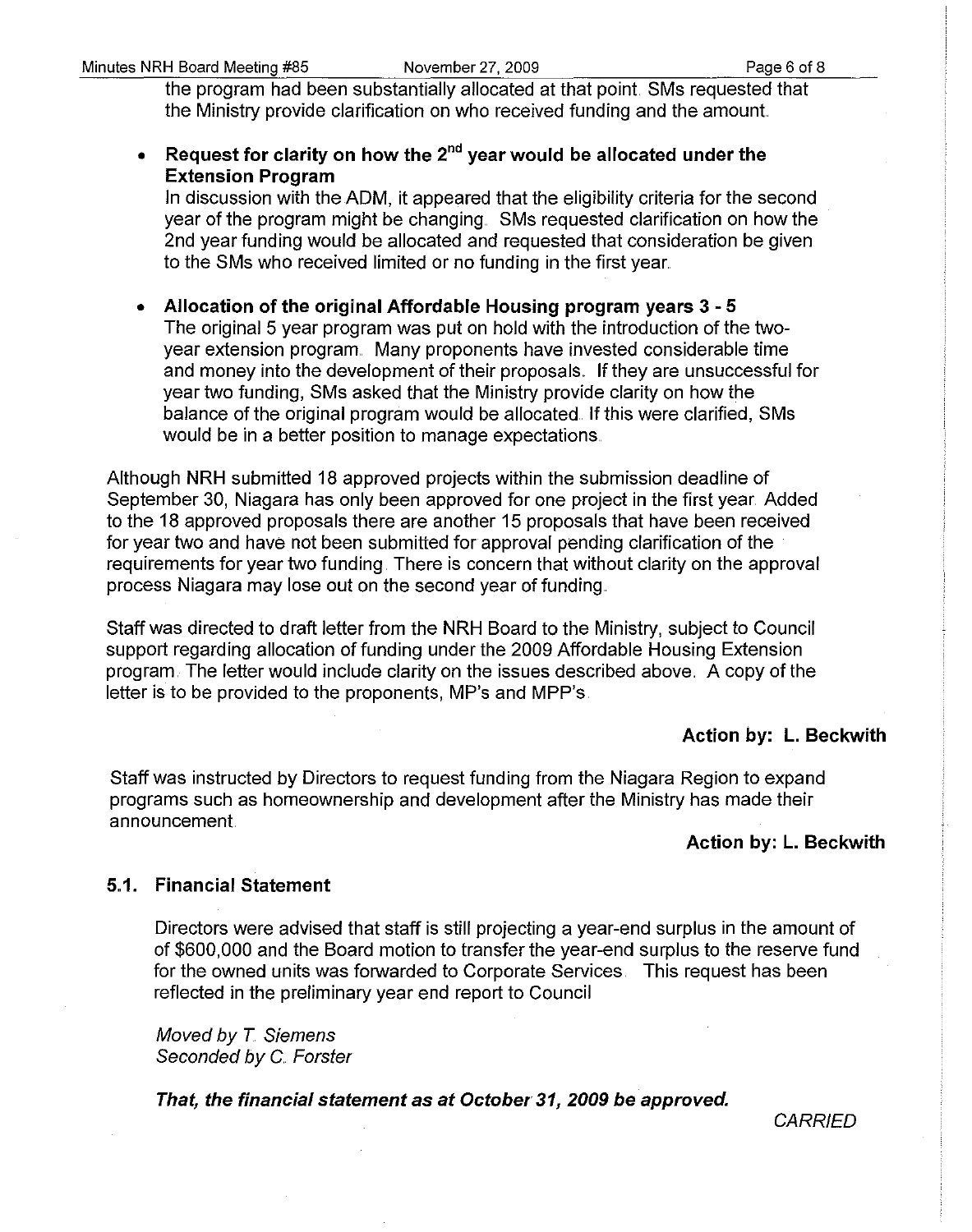the program had been substantially allocated at that point. SMs requested that the Ministry provide clarification on who received funding and the amount.

- **Request for clarity on how the 2nd year would be allocated under the Extension Program**
  In discussion with the ADM, it appeared that the eligibility criteria for the second year of the program might be changing. SMs requested clarification on how the 2nd year funding would be allocated and requested that consideration be given to the SMs who received limited or no funding in the first year.

- **Allocation of the original Affordable Housing program years 3 - 5**
  The original 5 year program was put on hold with the introduction of the two-year extension program. Many proponents have invested considerable time and money into the development of their proposals. If they are unsuccessful for year two funding, SMs asked that the Ministry provide clarity on how the balance of the original program would be allocated. If this were clarified, SMs would be in a better position to manage expectations.

Although NRH submitted 18 approved projects within the submission deadline of September 30, Niagara has only been approved for one project in the first year. Added to the 18 approved proposals there are another 15 proposals that have been received for year two and have not been submitted for approval pending clarification of the requirements for year two funding. There is concern that without clarity on the approval process Niagara may lose out on the second year of funding.

Staff was directed to draft letter from the NRH Board to the Ministry, subject to Council support regarding allocation of funding under the 2009 Affordable Housing Extension program. The letter would include clarity on the issues described above. A copy of the letter is to be provided to the proponents, MP's and MPP's.

**Action by: L. Beckwith**

Staff was instructed by Directors to request funding from the Niagara Region to expand programs such as homeownership and development after the Ministry has made their announcement.

**Action by: L. Beckwith**

### 5.1. Financial Statement

Directors were advised that staff is still projecting a year-end surplus in the amount of of $600,000 and the Board motion to transfer the year-end surplus to the reserve fund for the owned units was forwarded to Corporate Services. This request has been reflected in the preliminary year end report to Council

*Moved by T. Siemens*
*Seconded by C. Forster*

***That, the financial statement as at October 31, 2009 be approved.***

*CARRIED*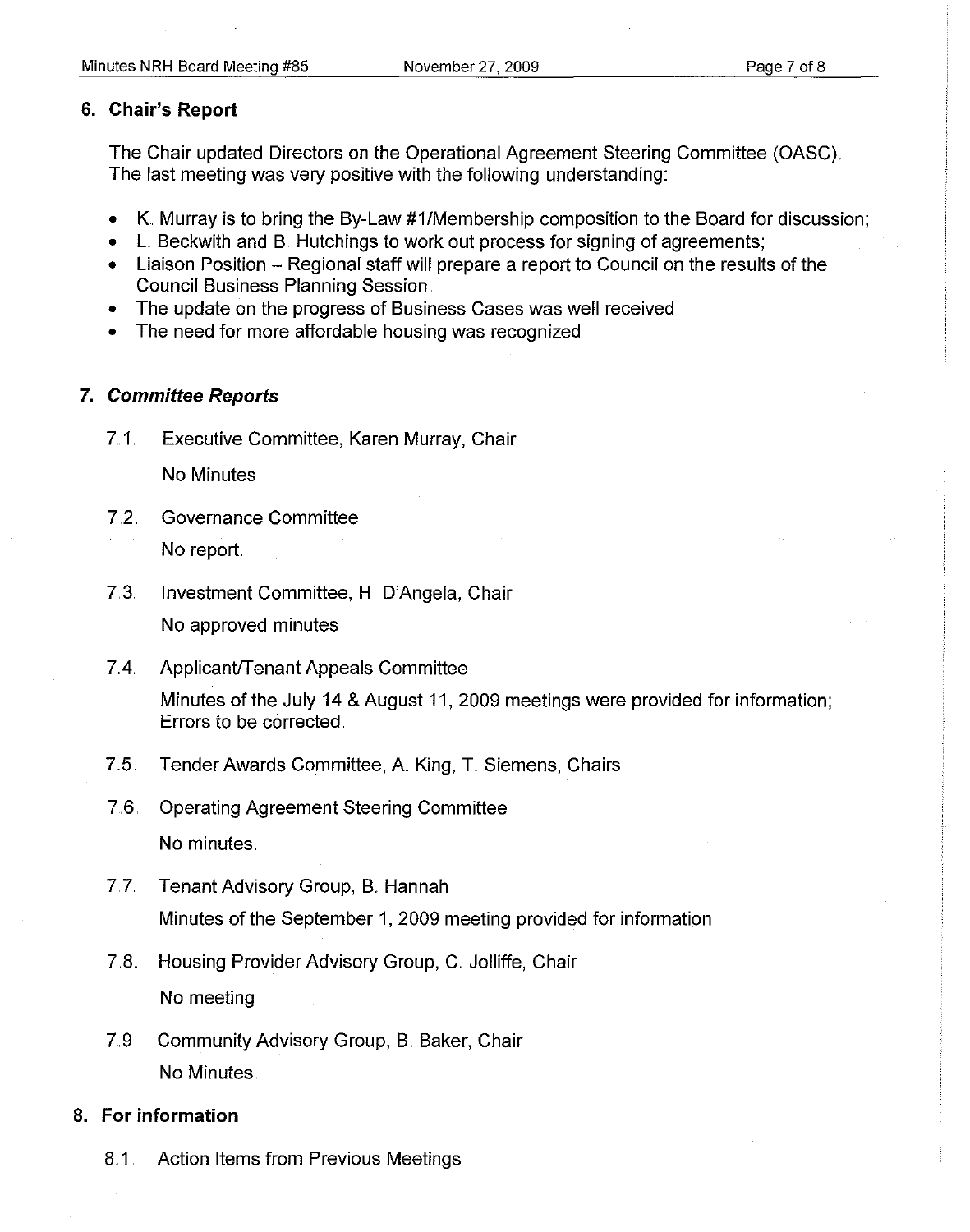## 6. Chair's Report

The Chair updated Directors on the Operational Agreement Steering Committee (OASC). The last meeting was very positive with the following understanding:

- K. Murray is to bring the By-Law #1/Membership composition to the Board for discussion;
- L. Beckwith and B. Hutchings to work out process for signing of agreements;
- Liaison Position – Regional staff will prepare a report to Council on the results of the Council Business Planning Session.
- The update on the progress of Business Cases was well received
- The need for more affordable housing was recognized

## 7. *Committee Reports*

7.1. Executive Committee, Karen Murray, Chair

No Minutes

7.2. Governance Committee

No report.

7.3. Investment Committee, H. D'Angela, Chair

No approved minutes

7.4. Applicant/Tenant Appeals Committee

Minutes of the July 14 & August 11, 2009 meetings were provided for information; Errors to be corrected.

7.5. Tender Awards Committee, A. King, T. Siemens, Chairs

7.6. Operating Agreement Steering Committee

No minutes.

7.7. Tenant Advisory Group, B. Hannah

Minutes of the September 1, 2009 meeting provided for information.

7.8. Housing Provider Advisory Group, C. Jolliffe, Chair

No meeting

7.9. Community Advisory Group, B. Baker, Chair

No Minutes.

## 8. For information

8.1. Action Items from Previous Meetings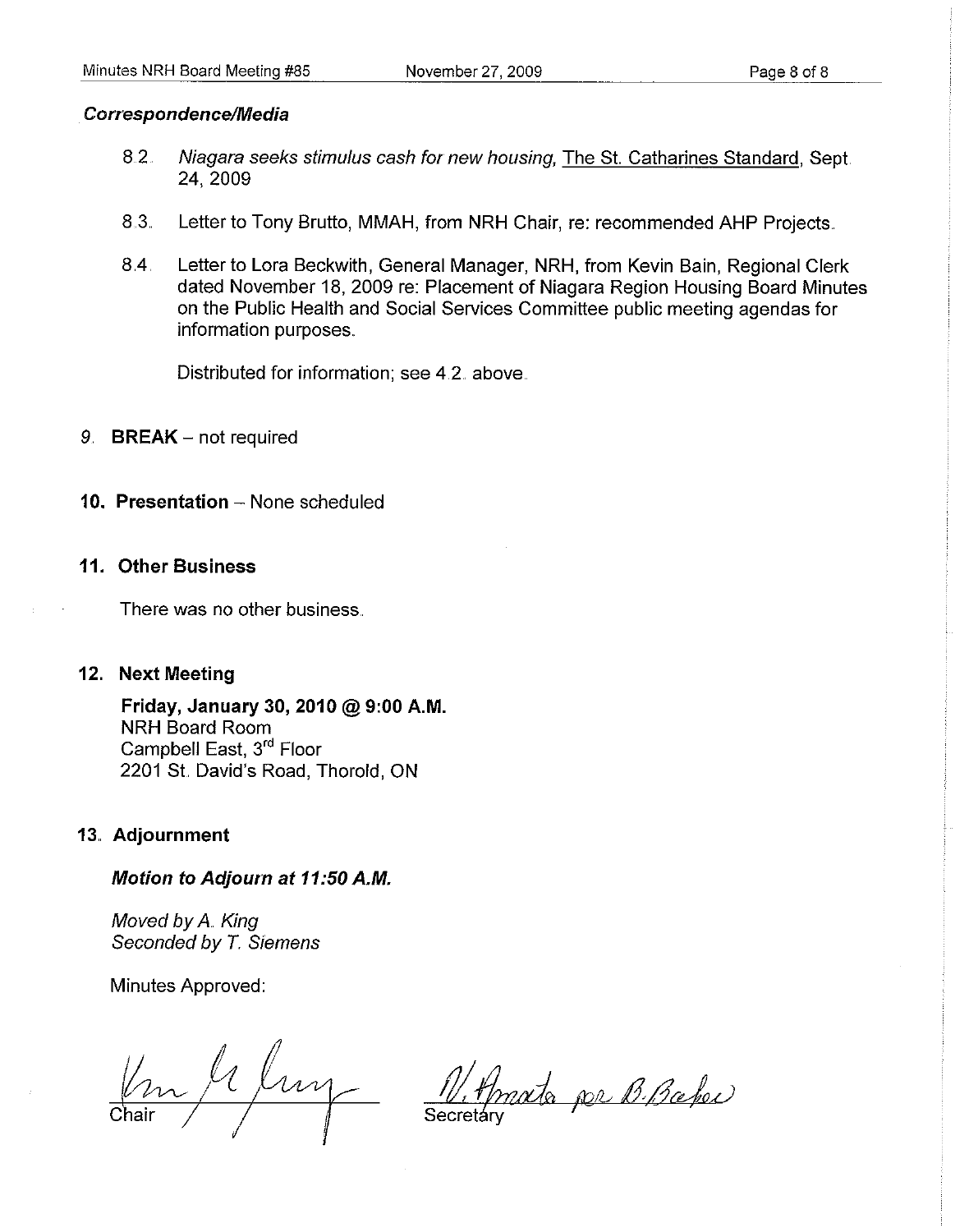***Correspondence/Media***

8.2. *Niagara seeks stimulus cash for new housing*, The St. Catharines Standard, Sept. 24, 2009

8.3. Letter to Tony Brutto, MMAH, from NRH Chair, re: recommended AHP Projects.

8.4. Letter to Lora Beckwith, General Manager, NRH, from Kevin Bain, Regional Clerk dated November 18, 2009 re: Placement of Niagara Region Housing Board Minutes on the Public Health and Social Services Committee public meeting agendas for information purposes.

Distributed for information; see 4.2. above.

9. **BREAK** – not required

**10. Presentation** – None scheduled

**11. Other Business**

There was no other business.

**12. Next Meeting**

**Friday, January 30, 2010 @ 9:00 A.M.**
NRH Board Room
Campbell East, 3rd Floor
2201 St. David's Road, Thorold, ON

**13. Adjournment**

***Motion to Adjourn at 11:50 A.M.***

*Moved by A. King*
*Seconded by T. Siemens*

Minutes Approved:

Chair

N. Amato per B. Baker
Secretary